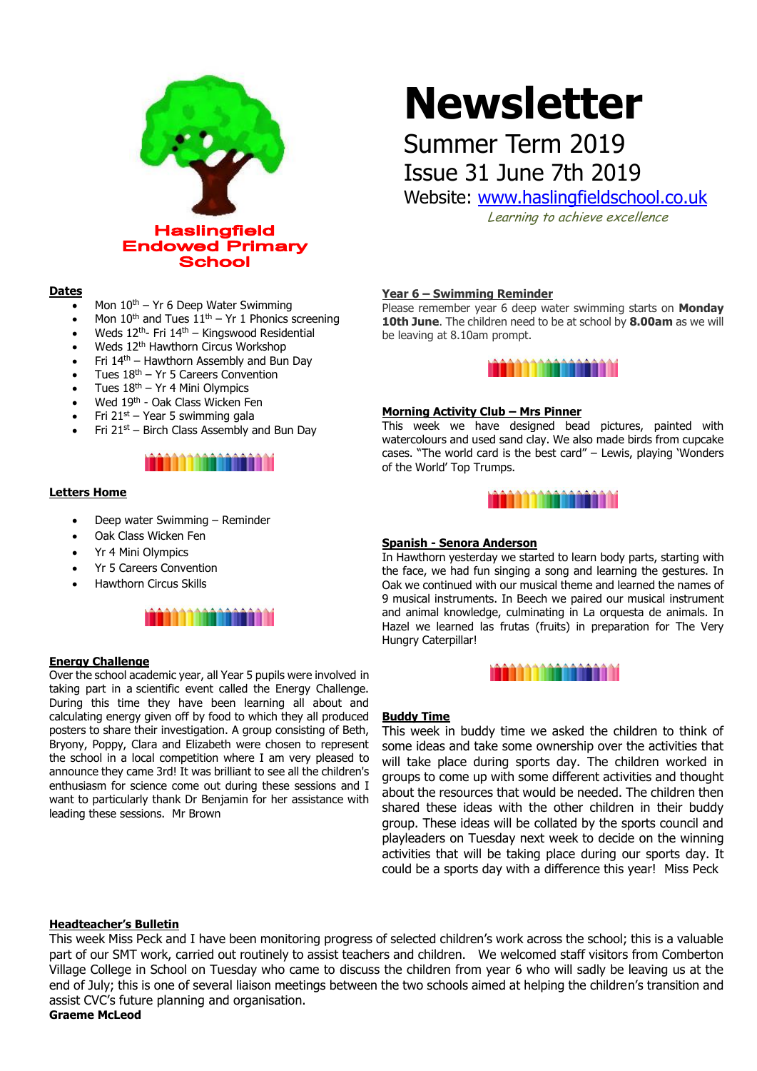Haslingfield Endowed Primary School

# Newsletter

Summer Term 2019

Issue 31 June 7th 2019

Website: [www.haslingfieldschool.co.uk](http://www.haslingfieldschool.co.uk)

*Learning to achieve excellence*

## Dates

- Mon 10th – Yr 6 Deep Water Swimming
- Mon 10th and Tues 11th – Yr 1 Phonics screening
- Weds 12th- Fri 14th – Kingswood Residential
- Weds 12th Hawthorn Circus Workshop
- Fri 14th – Hawthorn Assembly and Bun Day
- Tues 18th – Yr 5 Careers Convention
- Tues 18th – Yr 4 Mini Olympics
- Wed 19th - Oak Class Wicken Fen
- Fri 21st – Year 5 swimming gala
- Fri 21st – Birch Class Assembly and Bun Day

## Letters Home

- Deep water Swimming – Reminder
- Oak Class Wicken Fen
- Yr 4 Mini Olympics
- Yr 5 Careers Convention
- Hawthorn Circus Skills

## Energy Challenge

Over the school academic year, all Year 5 pupils were involved in taking part in a scientific event called the Energy Challenge. During this time they have been learning all about and calculating energy given off by food to which they all produced posters to share their investigation. A group consisting of Beth, Bryony, Poppy, Clara and Elizabeth were chosen to represent the school in a local competition where I am very pleased to announce they came 3rd! It was brilliant to see all the children's enthusiasm for science come out during these sessions and I want to particularly thank Dr Benjamin for her assistance with leading these sessions. Mr Brown

## Year 6 – Swimming Reminder

Please remember year 6 deep water swimming starts on **Monday 10th June**. The children need to be at school by **8.00am** as we will be leaving at 8.10am prompt.

## Morning Activity Club – Mrs Pinner

This week we have designed bead pictures, painted with watercolours and used sand clay. We also made birds from cupcake cases. "The world card is the best card" – Lewis, playing 'Wonders of the World' Top Trumps.

## Spanish - Senora Anderson

In Hawthorn yesterday we started to learn body parts, starting with the face, we had fun singing a song and learning the gestures. In Oak we continued with our musical theme and learned the names of 9 musical instruments. In Beech we paired our musical instrument and animal knowledge, culminating in La orquesta de animals. In Hazel we learned las frutas (fruits) in preparation for The Very Hungry Caterpillar!

## Buddy Time

This week in buddy time we asked the children to think of some ideas and take some ownership over the activities that will take place during sports day. The children worked in groups to come up with some different activities and thought about the resources that would be needed. The children then shared these ideas with the other children in their buddy group. These ideas will be collated by the sports council and playleaders on Tuesday next week to decide on the winning activities that will be taking place during our sports day. It could be a sports day with a difference this year! Miss Peck

## Headteacher's Bulletin

This week Miss Peck and I have been monitoring progress of selected children's work across the school; this is a valuable part of our SMT work, carried out routinely to assist teachers and children. We welcomed staff visitors from Comberton Village College in School on Tuesday who came to discuss the children from year 6 who will sadly be leaving us at the end of July; this is one of several liaison meetings between the two schools aimed at helping the children's transition and assist CVC's future planning and organisation.

**Graeme McLeod**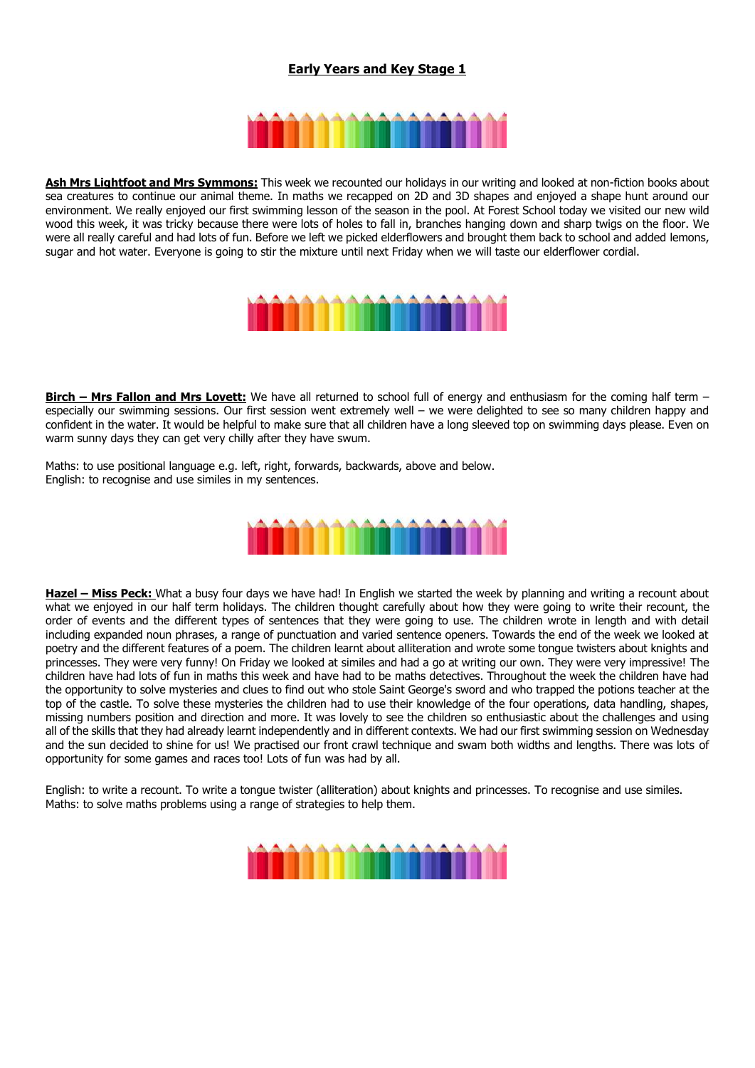## Early Years and Key Stage 1

**Ash Mrs Lightfoot and Mrs Symmons:** This week we recounted our holidays in our writing and looked at non-fiction books about sea creatures to continue our animal theme. In maths we recapped on 2D and 3D shapes and enjoyed a shape hunt around our environment. We really enjoyed our first swimming lesson of the season in the pool. At Forest School today we visited our new wild wood this week, it was tricky because there were lots of holes to fall in, branches hanging down and sharp twigs on the floor. We were all really careful and had lots of fun. Before we left we picked elderflowers and brought them back to school and added lemons, sugar and hot water. Everyone is going to stir the mixture until next Friday when we will taste our elderflower cordial.

**Birch – Mrs Fallon and Mrs Lovett:** We have all returned to school full of energy and enthusiasm for the coming half term – especially our swimming sessions. Our first session went extremely well – we were delighted to see so many children happy and confident in the water. It would be helpful to make sure that all children have a long sleeved top on swimming days please. Even on warm sunny days they can get very chilly after they have swum.

Maths: to use positional language e.g. left, right, forwards, backwards, above and below.
English: to recognise and use similes in my sentences.

**Hazel – Miss Peck:** What a busy four days we have had! In English we started the week by planning and writing a recount about what we enjoyed in our half term holidays. The children thought carefully about how they were going to write their recount, the order of events and the different types of sentences that they were going to use. The children wrote in length and with detail including expanded noun phrases, a range of punctuation and varied sentence openers. Towards the end of the week we looked at poetry and the different features of a poem. The children learnt about alliteration and wrote some tongue twisters about knights and princesses. They were very funny! On Friday we looked at similes and had a go at writing our own. They were very impressive! The children have had lots of fun in maths this week and have had to be maths detectives. Throughout the week the children have had the opportunity to solve mysteries and clues to find out who stole Saint George's sword and who trapped the potions teacher at the top of the castle. To solve these mysteries the children had to use their knowledge of the four operations, data handling, shapes, missing numbers position and direction and more. It was lovely to see the children so enthusiastic about the challenges and using all of the skills that they had already learnt independently and in different contexts. We had our first swimming session on Wednesday and the sun decided to shine for us! We practised our front crawl technique and swam both widths and lengths. There was lots of opportunity for some games and races too! Lots of fun was had by all.

English: to write a recount. To write a tongue twister (alliteration) about knights and princesses. To recognise and use similes.
Maths: to solve maths problems using a range of strategies to help them.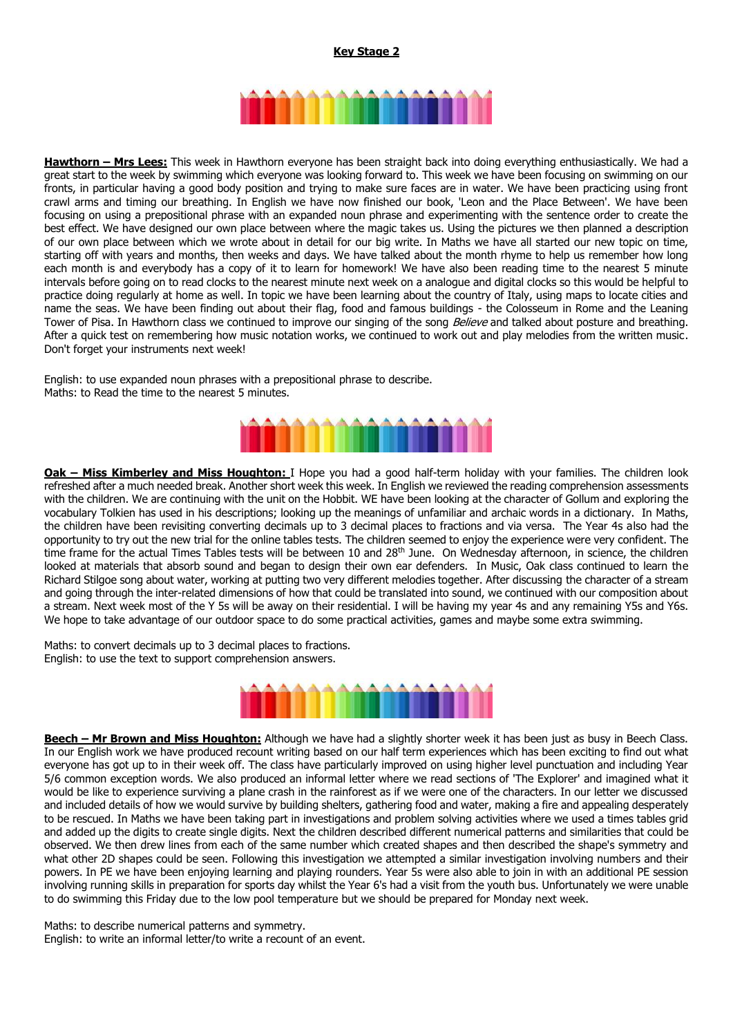## Key Stage 2

**Hawthorn – Mrs Lees:** This week in Hawthorn everyone has been straight back into doing everything enthusiastically. We had a great start to the week by swimming which everyone was looking forward to. This week we have been focusing on swimming on our fronts, in particular having a good body position and trying to make sure faces are in water. We have been practicing using front crawl arms and timing our breathing. In English we have now finished our book, 'Leon and the Place Between'. We have been focusing on using a prepositional phrase with an expanded noun phrase and experimenting with the sentence order to create the best effect. We have designed our own place between where the magic takes us. Using the pictures we then planned a description of our own place between which we wrote about in detail for our big write. In Maths we have all started our new topic on time, starting off with years and months, then weeks and days. We have talked about the month rhyme to help us remember how long each month is and everybody has a copy of it to learn for homework! We have also been reading time to the nearest 5 minute intervals before going on to read clocks to the nearest minute next week on a analogue and digital clocks so this would be helpful to practice doing regularly at home as well. In topic we have been learning about the country of Italy, using maps to locate cities and name the seas. We have been finding out about their flag, food and famous buildings - the Colosseum in Rome and the Leaning Tower of Pisa. In Hawthorn class we continued to improve our singing of the song *Believe* and talked about posture and breathing. After a quick test on remembering how music notation works, we continued to work out and play melodies from the written music. Don't forget your instruments next week!

English: to use expanded noun phrases with a prepositional phrase to describe.
Maths: to Read the time to the nearest 5 minutes.

**Oak – Miss Kimberley and Miss Houghton:** I Hope you had a good half-term holiday with your families. The children look refreshed after a much needed break. Another short week this week. In English we reviewed the reading comprehension assessments with the children. We are continuing with the unit on the Hobbit. WE have been looking at the character of Gollum and exploring the vocabulary Tolkien has used in his descriptions; looking up the meanings of unfamiliar and archaic words in a dictionary. In Maths, the children have been revisiting converting decimals up to 3 decimal places to fractions and via versa. The Year 4s also had the opportunity to try out the new trial for the online tables tests. The children seemed to enjoy the experience were very confident. The time frame for the actual Times Tables tests will be between 10 and 28th June. On Wednesday afternoon, in science, the children looked at materials that absorb sound and began to design their own ear defenders. In Music, Oak class continued to learn the Richard Stilgoe song about water, working at putting two very different melodies together. After discussing the character of a stream and going through the inter-related dimensions of how that could be translated into sound, we continued with our composition about a stream. Next week most of the Y 5s will be away on their residential. I will be having my year 4s and any remaining Y5s and Y6s. We hope to take advantage of our outdoor space to do some practical activities, games and maybe some extra swimming.

Maths: to convert decimals up to 3 decimal places to fractions.
English: to use the text to support comprehension answers.

**Beech – Mr Brown and Miss Houghton:** Although we have had a slightly shorter week it has been just as busy in Beech Class. In our English work we have produced recount writing based on our half term experiences which has been exciting to find out what everyone has got up to in their week off. The class have particularly improved on using higher level punctuation and including Year 5/6 common exception words. We also produced an informal letter where we read sections of 'The Explorer' and imagined what it would be like to experience surviving a plane crash in the rainforest as if we were one of the characters. In our letter we discussed and included details of how we would survive by building shelters, gathering food and water, making a fire and appealing desperately to be rescued. In Maths we have been taking part in investigations and problem solving activities where we used a times tables grid and added up the digits to create single digits. Next the children described different numerical patterns and similarities that could be observed. We then drew lines from each of the same number which created shapes and then described the shape's symmetry and what other 2D shapes could be seen. Following this investigation we attempted a similar investigation involving numbers and their powers. In PE we have been enjoying learning and playing rounders. Year 5s were also able to join in with an additional PE session involving running skills in preparation for sports day whilst the Year 6's had a visit from the youth bus. Unfortunately we were unable to do swimming this Friday due to the low pool temperature but we should be prepared for Monday next week.

Maths: to describe numerical patterns and symmetry.
English: to write an informal letter/to write a recount of an event.